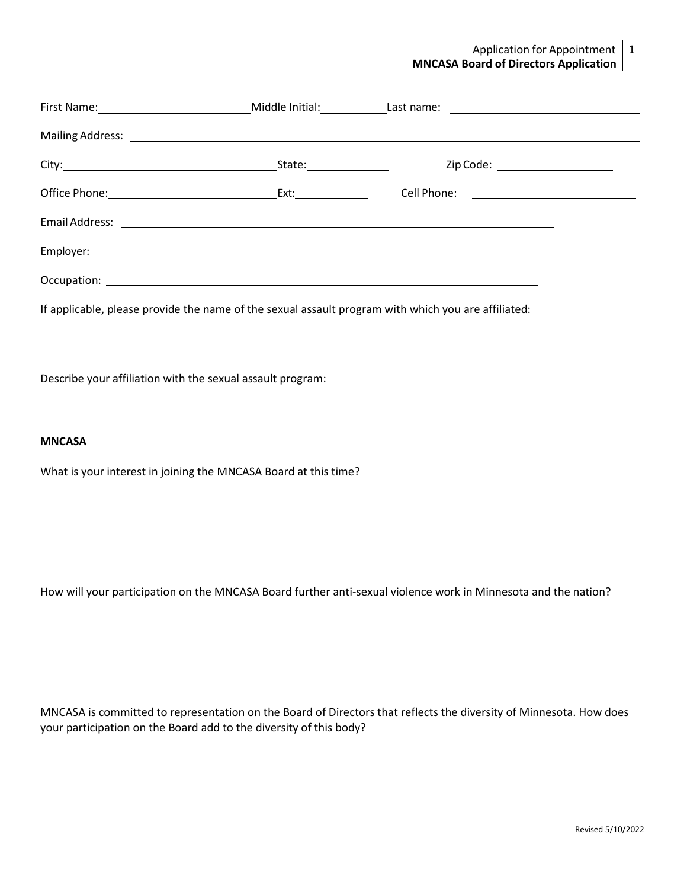# MNCASA Board of Directors Application

First Name: ____________________ Middle Initial: __________ Last name: ____________________

Mailing Address: ________________________________________________

City: ____________________ State: __________ Zip Code: ____________________

Office Phone: ____________________ Ext: __________ Cell Phone: ____________________

Email Address: ________________________________________________

Employer: ________________________________________________

Occupation: ________________________________________________

If applicable, please provide the name of the sexual assault program with which you are affiliated:

Describe your affiliation with the sexual assault program:

**MNCASA**

What is your interest in joining the MNCASA Board at this time?

How will your participation on the MNCASA Board further anti-sexual violence work in Minnesota and the nation?

MNCASA is committed to representation on the Board of Directors that reflects the diversity of Minnesota. How does your participation on the Board add to the diversity of this body?

Revised 5/10/2022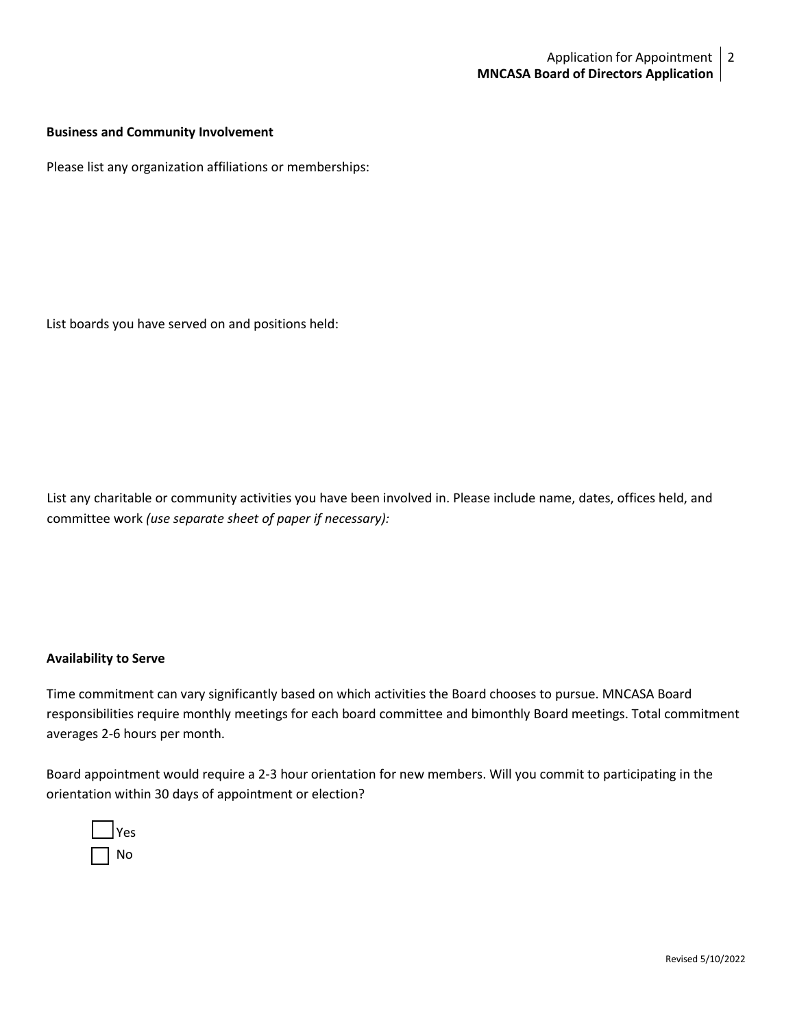**Business and Community Involvement**

Please list any organization affiliations or memberships:

List boards you have served on and positions held:

List any charitable or community activities you have been involved in. Please include name, dates, offices held, and committee work *(use separate sheet of paper if necessary):*

**Availability to Serve**

Time commitment can vary significantly based on which activities the Board chooses to pursue. MNCASA Board responsibilities require monthly meetings for each board committee and bimonthly Board meetings. Total commitment averages 2-6 hours per month.

Board appointment would require a 2-3 hour orientation for new members. Will you commit to participating in the orientation within 30 days of appointment or election?

☐ Yes
☐ No

Revised 5/10/2022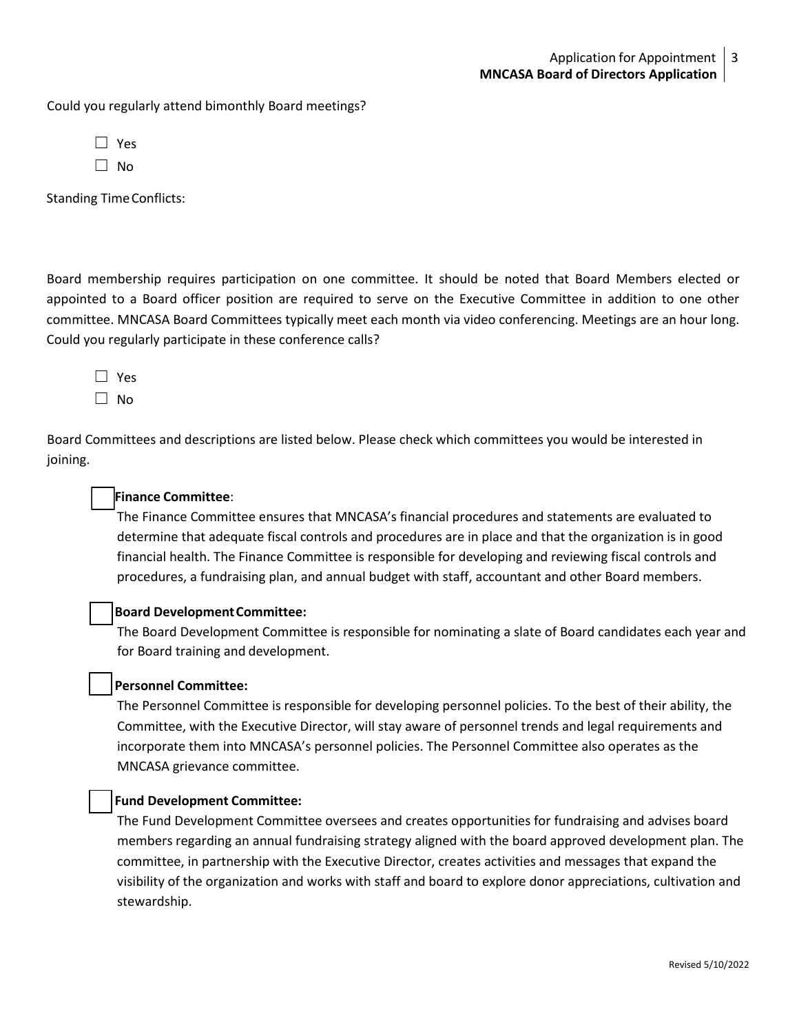Could you regularly attend bimonthly Board meetings?

☐ Yes

☐ No

Standing Time Conflicts:

Board membership requires participation on one committee. It should be noted that Board Members elected or appointed to a Board officer position are required to serve on the Executive Committee in addition to one other committee. MNCASA Board Committees typically meet each month via video conferencing. Meetings are an hour long. Could you regularly participate in these conference calls?

☐ Yes

☐ No

Board Committees and descriptions are listed below. Please check which committees you would be interested in joining.

☐ **Finance Committee**:
The Finance Committee ensures that MNCASA's financial procedures and statements are evaluated to determine that adequate fiscal controls and procedures are in place and that the organization is in good financial health. The Finance Committee is responsible for developing and reviewing fiscal controls and procedures, a fundraising plan, and annual budget with staff, accountant and other Board members.

☐ **Board Development Committee:**
The Board Development Committee is responsible for nominating a slate of Board candidates each year and for Board training and development.

☐ **Personnel Committee:**
The Personnel Committee is responsible for developing personnel policies. To the best of their ability, the Committee, with the Executive Director, will stay aware of personnel trends and legal requirements and incorporate them into MNCASA's personnel policies. The Personnel Committee also operates as the MNCASA grievance committee.

☐ **Fund Development Committee:**
The Fund Development Committee oversees and creates opportunities for fundraising and advises board members regarding an annual fundraising strategy aligned with the board approved development plan. The committee, in partnership with the Executive Director, creates activities and messages that expand the visibility of the organization and works with staff and board to explore donor appreciations, cultivation and stewardship.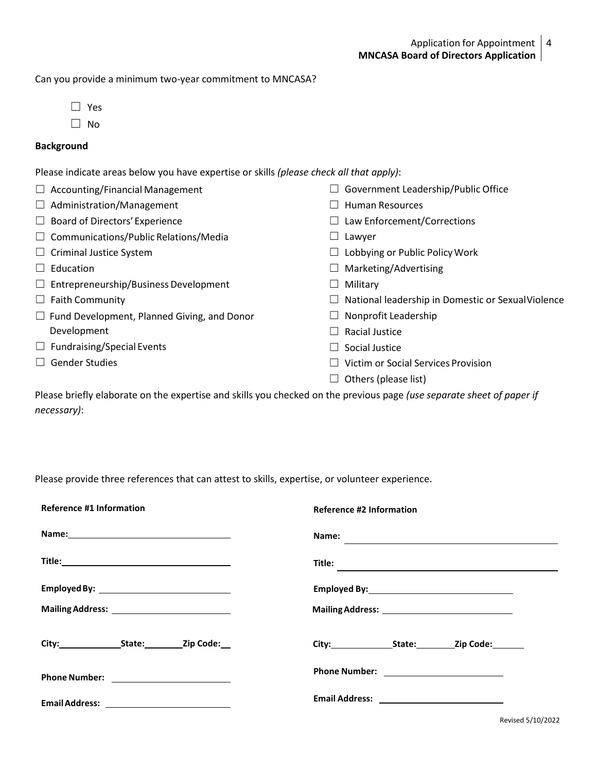Can you provide a minimum two-year commitment to MNCASA?

☐ Yes

☐ No

**Background**

Please indicate areas below you have expertise or skills *(please check all that apply)*:

☐ Accounting/Financial Management

☐ Administration/Management

☐ Board of Directors' Experience

☐ Communications/Public Relations/Media

☐ Criminal Justice System

☐ Education

☐ Entrepreneurship/Business Development

☐ Faith Community

☐ Fund Development, Planned Giving, and Donor Development

☐ Fundraising/Special Events

☐ Gender Studies

☐ Government Leadership/Public Office

☐ Human Resources

☐ Law Enforcement/Corrections

☐ Lawyer

☐ Lobbying or Public Policy Work

☐ Marketing/Advertising

☐ Military

☐ National leadership in Domestic or Sexual Violence

☐ Nonprofit Leadership

☐ Racial Justice

☐ Social Justice

☐ Victim or Social Services Provision

☐ Others (please list)

Please briefly elaborate on the expertise and skills you checked on the previous page *(use separate sheet of paper if necessary)*:

Please provide three references that can attest to skills, expertise, or volunteer experience.

**Reference #1 Information**

**Name:** ____________________

**Title:** ____________________

**Employed By:** ____________________

**Mailing Address:** ____________________

**City:** __________ **State:** ______ **Zip Code:** ___

**Phone Number:** ____________________

**Email Address:** ____________________

**Reference #2 Information**

**Name:** ____________________

**Title:** ____________________

**Employed By:** ____________________

**Mailing Address:** ____________________

**City:** __________ **State:** ______ **Zip Code:** ______

**Phone Number:** ____________________

**Email Address:** ____________________

Revised 5/10/2022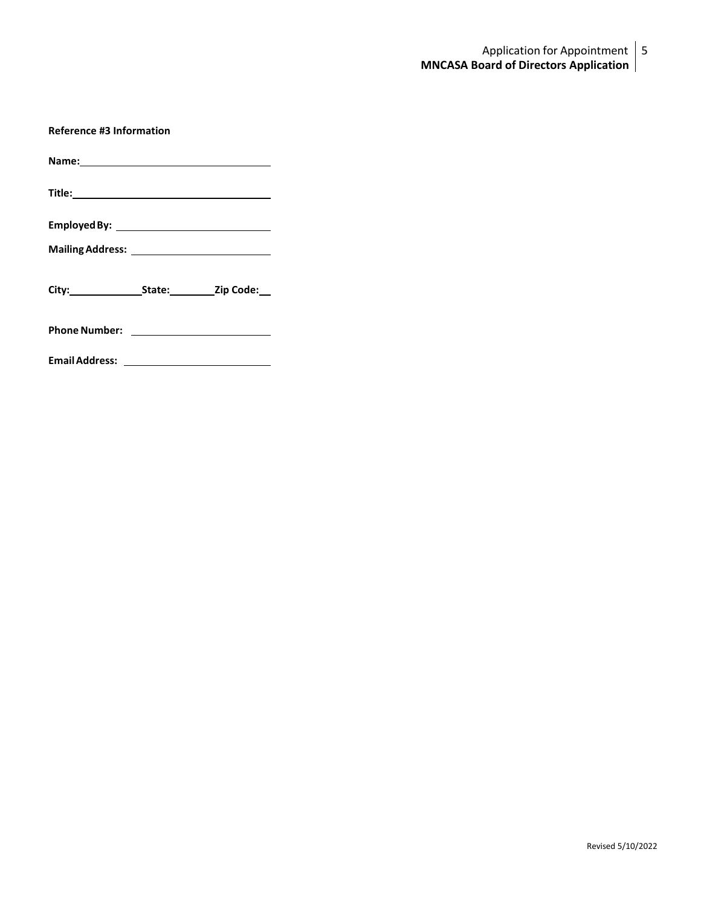**Reference #3 Information**

**Name:** ______________________________

**Title:** ______________________________

**Employed By:** ______________________________

**Mailing Address:** ______________________________

**City:** ____________ **State:** ________ **Zip Code:** ____

**Phone Number:** ______________________________

**Email Address:** ______________________________

Revised 5/10/2022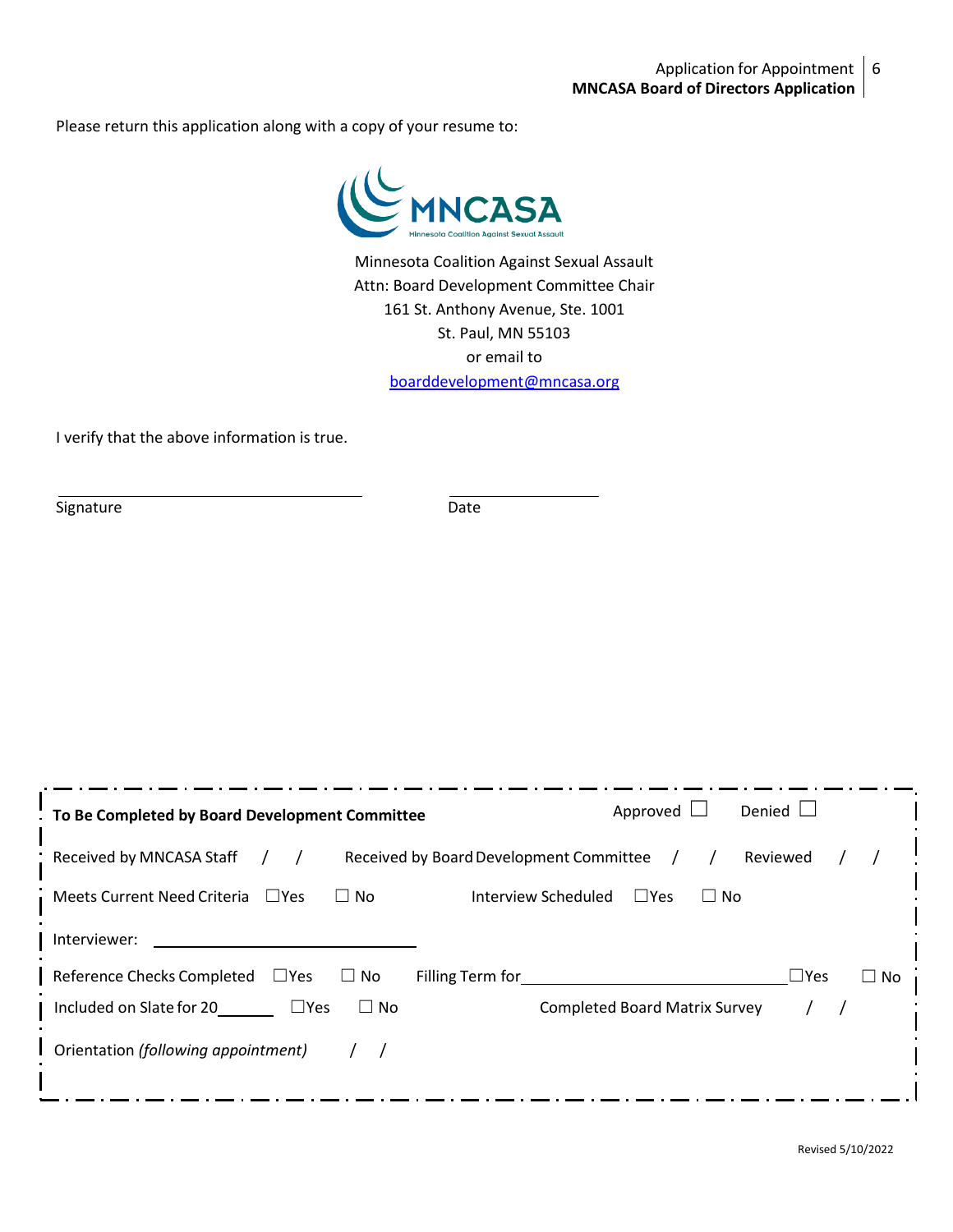Please return this application along with a copy of your resume to:

MNCASA
Minnesota Coalition Against Sexual Assault

Minnesota Coalition Against Sexual Assault
Attn: Board Development Committee Chair
161 St. Anthony Avenue, Ste. 1001
St. Paul, MN 55103
or email to
boarddevelopment@mncasa.org

I verify that the above information is true.

_______________________________ Signature

_______________ Date

---

**To Be Completed by Board Development Committee** Approved ☐ Denied ☐

Received by MNCASA Staff / / Received by Board Development Committee / / Reviewed / /

Meets Current Need Criteria ☐Yes ☐ No Interview Scheduled ☐Yes ☐ No

Interviewer: _______________________________

Reference Checks Completed ☐Yes ☐ No Filling Term for_______________________________ ☐Yes ☐ No

Included on Slate for 20_______ ☐Yes ☐ No Completed Board Matrix Survey / /

Orientation *(following appointment)* / /

Revised 5/10/2022